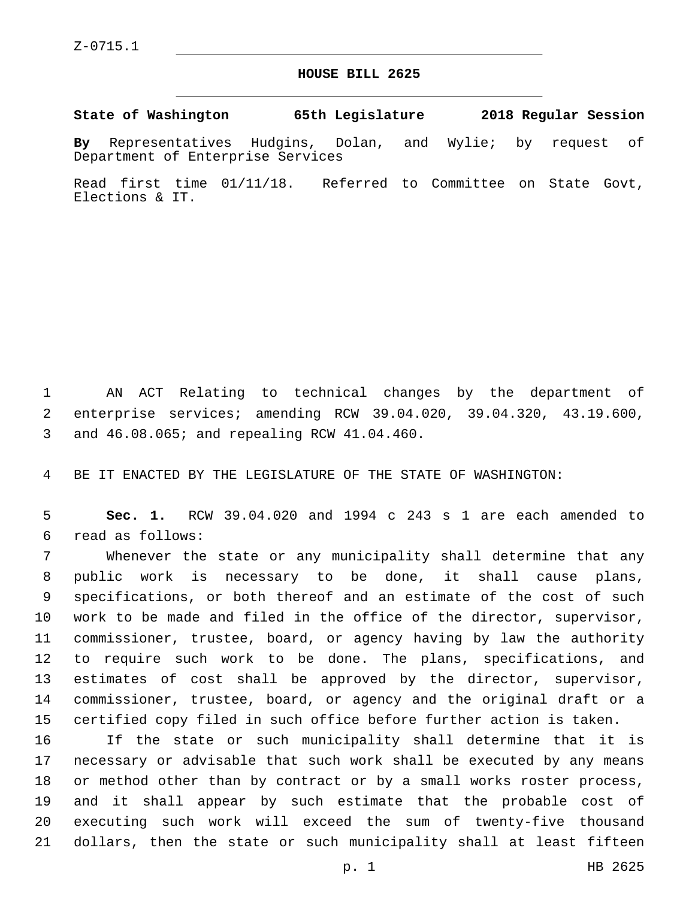Z-0715.1

# HOUSE BILL 2625

**State of Washington 65th Legislature 2018 Regular Session**

**By** Representatives Hudgins, Dolan, and Wylie; by request of Department of Enterprise Services

Read first time 01/11/18. Referred to Committee on State Govt, Elections & IT.

AN ACT Relating to technical changes by the department of enterprise services; amending RCW 39.04.020, 39.04.320, 43.19.600, and 46.08.065; and repealing RCW 41.04.460.

BE IT ENACTED BY THE LEGISLATURE OF THE STATE OF WASHINGTON:

**Sec. 1.** RCW 39.04.020 and 1994 c 243 s 1 are each amended to read as follows:

Whenever the state or any municipality shall determine that any public work is necessary to be done, it shall cause plans, specifications, or both thereof and an estimate of the cost of such work to be made and filed in the office of the director, supervisor, commissioner, trustee, board, or agency having by law the authority to require such work to be done. The plans, specifications, and estimates of cost shall be approved by the director, supervisor, commissioner, trustee, board, or agency and the original draft or a certified copy filed in such office before further action is taken.

If the state or such municipality shall determine that it is necessary or advisable that such work shall be executed by any means or method other than by contract or by a small works roster process, and it shall appear by such estimate that the probable cost of executing such work will exceed the sum of twenty-five thousand dollars, then the state or such municipality shall at least fifteen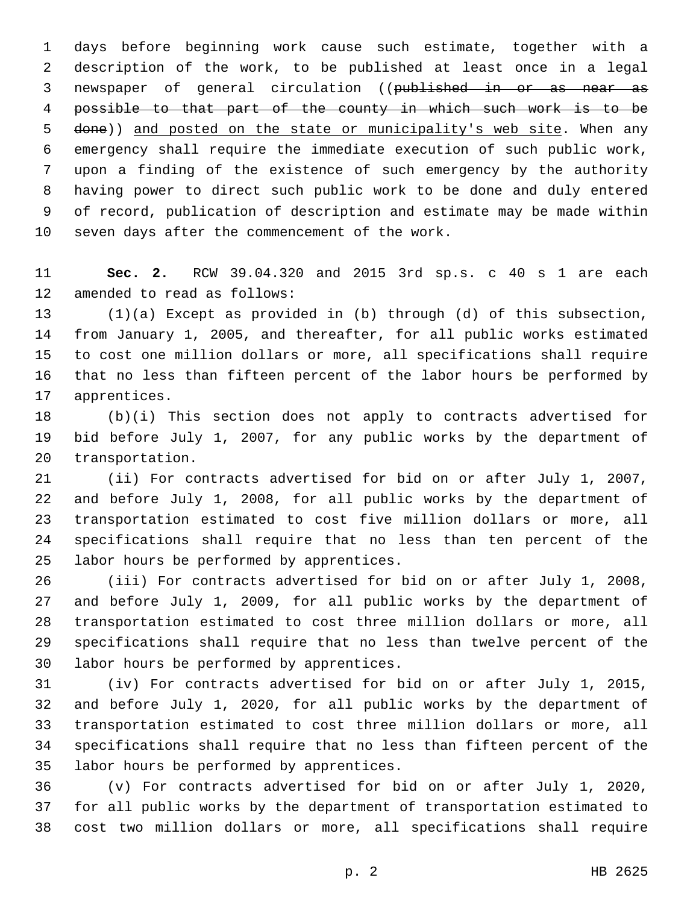days before beginning work cause such estimate, together with a description of the work, to be published at least once in a legal newspaper of general circulation ((~~published in or as near as possible to that part of the county in which such work is to be done~~)) <u>and posted on the state or municipality's web site</u>. When any emergency shall require the immediate execution of such public work, upon a finding of the existence of such emergency by the authority having power to direct such public work to be done and duly entered of record, publication of description and estimate may be made within seven days after the commencement of the work.

**Sec. 2.** RCW 39.04.320 and 2015 3rd sp.s. c 40 s 1 are each amended to read as follows:

(1)(a) Except as provided in (b) through (d) of this subsection, from January 1, 2005, and thereafter, for all public works estimated to cost one million dollars or more, all specifications shall require that no less than fifteen percent of the labor hours be performed by apprentices.

(b)(i) This section does not apply to contracts advertised for bid before July 1, 2007, for any public works by the department of transportation.

(ii) For contracts advertised for bid on or after July 1, 2007, and before July 1, 2008, for all public works by the department of transportation estimated to cost five million dollars or more, all specifications shall require that no less than ten percent of the labor hours be performed by apprentices.

(iii) For contracts advertised for bid on or after July 1, 2008, and before July 1, 2009, for all public works by the department of transportation estimated to cost three million dollars or more, all specifications shall require that no less than twelve percent of the labor hours be performed by apprentices.

(iv) For contracts advertised for bid on or after July 1, 2015, and before July 1, 2020, for all public works by the department of transportation estimated to cost three million dollars or more, all specifications shall require that no less than fifteen percent of the labor hours be performed by apprentices.

(v) For contracts advertised for bid on or after July 1, 2020, for all public works by the department of transportation estimated to cost two million dollars or more, all specifications shall require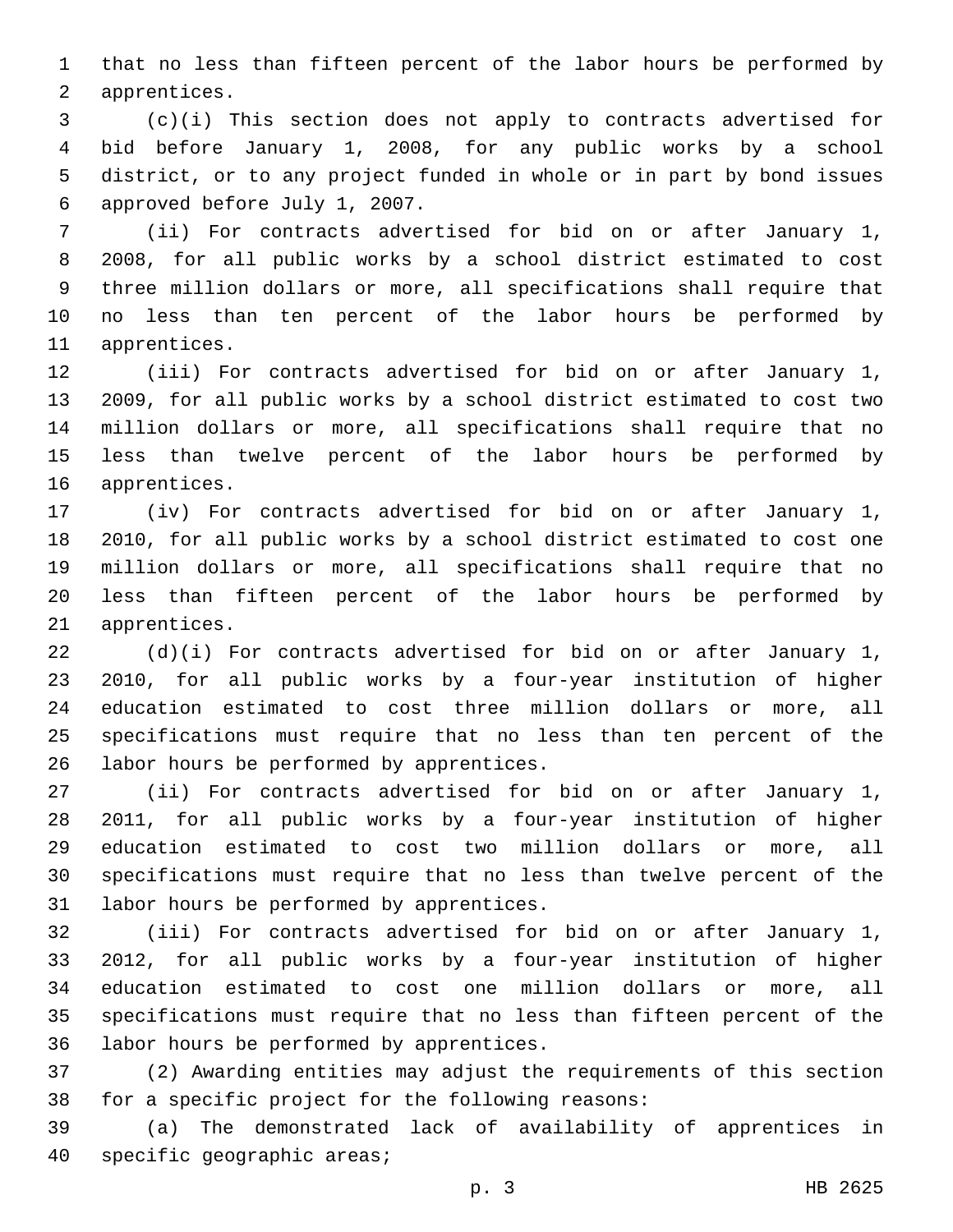that no less than fifteen percent of the labor hours be performed by apprentices.

(c)(i) This section does not apply to contracts advertised for bid before January 1, 2008, for any public works by a school district, or to any project funded in whole or in part by bond issues approved before July 1, 2007.

(ii) For contracts advertised for bid on or after January 1, 2008, for all public works by a school district estimated to cost three million dollars or more, all specifications shall require that no less than ten percent of the labor hours be performed by apprentices.

(iii) For contracts advertised for bid on or after January 1, 2009, for all public works by a school district estimated to cost two million dollars or more, all specifications shall require that no less than twelve percent of the labor hours be performed by apprentices.

(iv) For contracts advertised for bid on or after January 1, 2010, for all public works by a school district estimated to cost one million dollars or more, all specifications shall require that no less than fifteen percent of the labor hours be performed by apprentices.

(d)(i) For contracts advertised for bid on or after January 1, 2010, for all public works by a four-year institution of higher education estimated to cost three million dollars or more, all specifications must require that no less than ten percent of the labor hours be performed by apprentices.

(ii) For contracts advertised for bid on or after January 1, 2011, for all public works by a four-year institution of higher education estimated to cost two million dollars or more, all specifications must require that no less than twelve percent of the labor hours be performed by apprentices.

(iii) For contracts advertised for bid on or after January 1, 2012, for all public works by a four-year institution of higher education estimated to cost one million dollars or more, all specifications must require that no less than fifteen percent of the labor hours be performed by apprentices.

(2) Awarding entities may adjust the requirements of this section for a specific project for the following reasons:

(a) The demonstrated lack of availability of apprentices in specific geographic areas;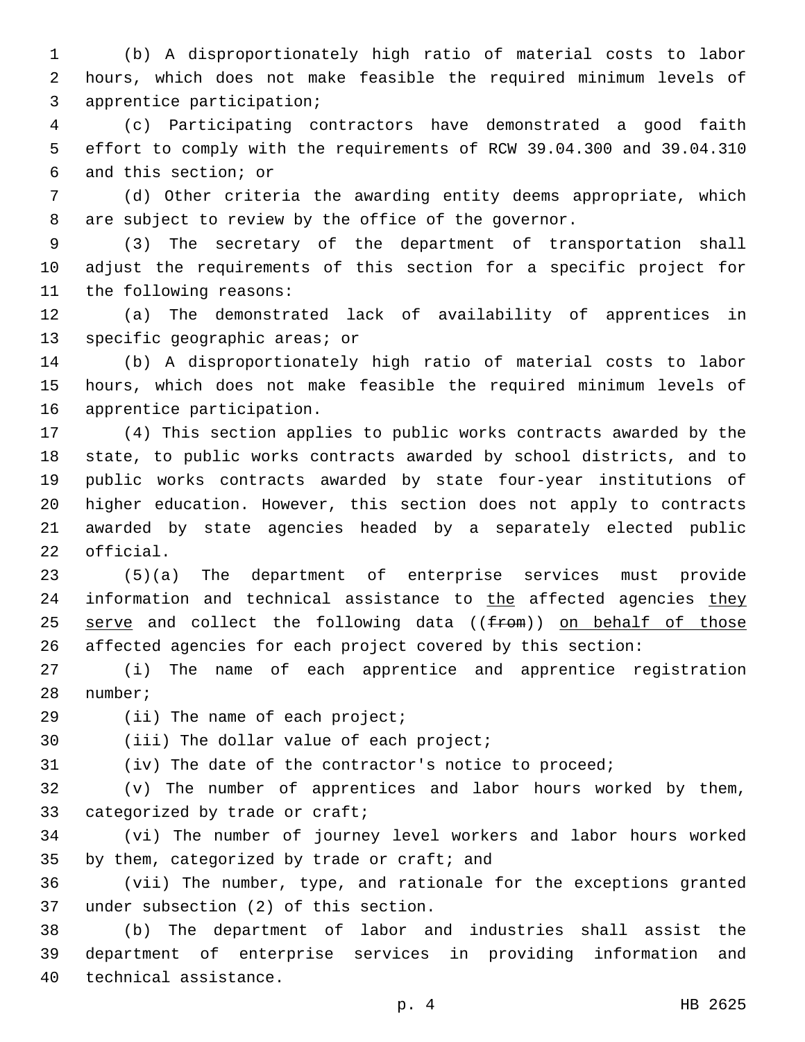(b) A disproportionately high ratio of material costs to labor hours, which does not make feasible the required minimum levels of apprentice participation;

(c) Participating contractors have demonstrated a good faith effort to comply with the requirements of RCW 39.04.300 and 39.04.310 and this section; or

(d) Other criteria the awarding entity deems appropriate, which are subject to review by the office of the governor.

(3) The secretary of the department of transportation shall adjust the requirements of this section for a specific project for the following reasons:

(a) The demonstrated lack of availability of apprentices in specific geographic areas; or

(b) A disproportionately high ratio of material costs to labor hours, which does not make feasible the required minimum levels of apprentice participation.

(4) This section applies to public works contracts awarded by the state, to public works contracts awarded by school districts, and to public works contracts awarded by state four-year institutions of higher education. However, this section does not apply to contracts awarded by state agencies headed by a separately elected public official.

(5)(a) The department of enterprise services must provide information and technical assistance to <u>the</u> affected agencies <u>they serve</u> and collect the following data ((~~from~~)) <u>on behalf of those</u> affected agencies for each project covered by this section:

(i) The name of each apprentice and apprentice registration number;

(ii) The name of each project;

(iii) The dollar value of each project;

(iv) The date of the contractor's notice to proceed;

(v) The number of apprentices and labor hours worked by them, categorized by trade or craft;

(vi) The number of journey level workers and labor hours worked by them, categorized by trade or craft; and

(vii) The number, type, and rationale for the exceptions granted under subsection (2) of this section.

(b) The department of labor and industries shall assist the department of enterprise services in providing information and technical assistance.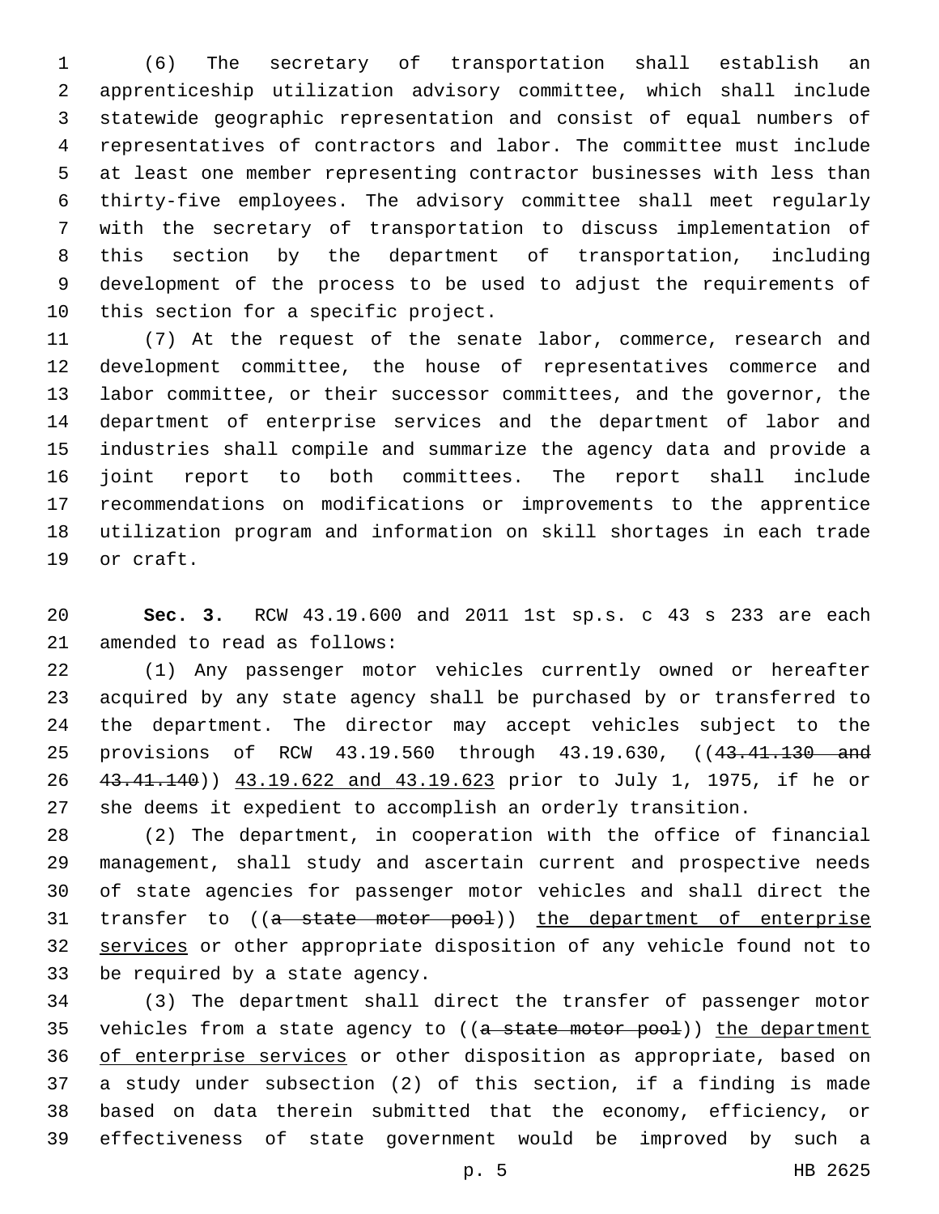(6) The secretary of transportation shall establish an apprenticeship utilization advisory committee, which shall include statewide geographic representation and consist of equal numbers of representatives of contractors and labor. The committee must include at least one member representing contractor businesses with less than thirty-five employees. The advisory committee shall meet regularly with the secretary of transportation to discuss implementation of this section by the department of transportation, including development of the process to be used to adjust the requirements of this section for a specific project.

(7) At the request of the senate labor, commerce, research and development committee, the house of representatives commerce and labor committee, or their successor committees, and the governor, the department of enterprise services and the department of labor and industries shall compile and summarize the agency data and provide a joint report to both committees. The report shall include recommendations on modifications or improvements to the apprentice utilization program and information on skill shortages in each trade or craft.

**Sec. 3.** RCW 43.19.600 and 2011 1st sp.s. c 43 s 233 are each amended to read as follows:

(1) Any passenger motor vehicles currently owned or hereafter acquired by any state agency shall be purchased by or transferred to the department. The director may accept vehicles subject to the provisions of RCW 43.19.560 through 43.19.630, ((~~43.41.130 and 43.41.140~~)) 43.19.622 and 43.19.623 prior to July 1, 1975, if he or she deems it expedient to accomplish an orderly transition.

(2) The department, in cooperation with the office of financial management, shall study and ascertain current and prospective needs of state agencies for passenger motor vehicles and shall direct the transfer to ((~~a state motor pool~~)) the department of enterprise services or other appropriate disposition of any vehicle found not to be required by a state agency.

(3) The department shall direct the transfer of passenger motor vehicles from a state agency to ((~~a state motor pool~~)) the department of enterprise services or other disposition as appropriate, based on a study under subsection (2) of this section, if a finding is made based on data therein submitted that the economy, efficiency, or effectiveness of state government would be improved by such a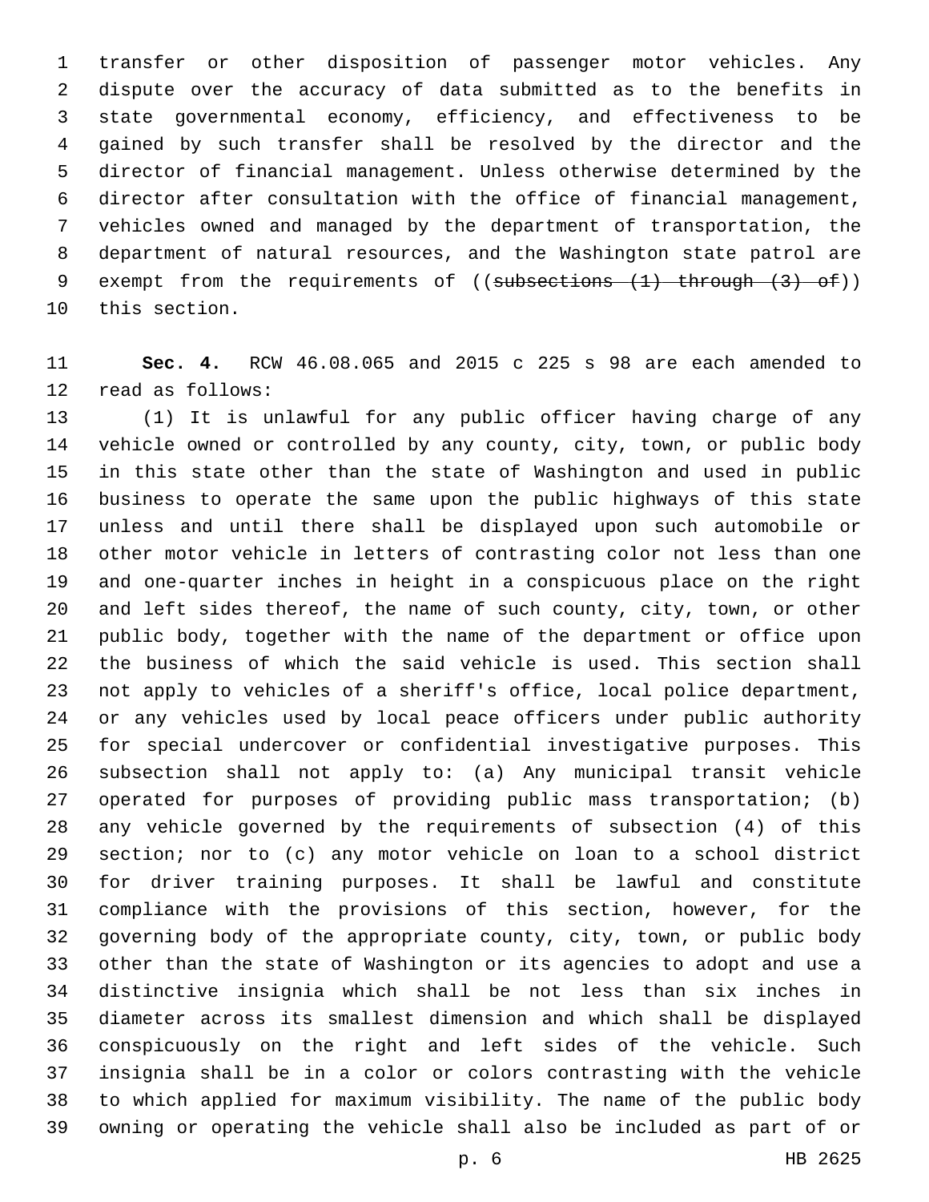transfer or other disposition of passenger motor vehicles. Any dispute over the accuracy of data submitted as to the benefits in state governmental economy, efficiency, and effectiveness to be gained by such transfer shall be resolved by the director and the director of financial management. Unless otherwise determined by the director after consultation with the office of financial management, vehicles owned and managed by the department of transportation, the department of natural resources, and the Washington state patrol are exempt from the requirements of ((~~subsections (1) through (3) of~~)) this section.

**Sec. 4.** RCW 46.08.065 and 2015 c 225 s 98 are each amended to read as follows:

(1) It is unlawful for any public officer having charge of any vehicle owned or controlled by any county, city, town, or public body in this state other than the state of Washington and used in public business to operate the same upon the public highways of this state unless and until there shall be displayed upon such automobile or other motor vehicle in letters of contrasting color not less than one and one-quarter inches in height in a conspicuous place on the right and left sides thereof, the name of such county, city, town, or other public body, together with the name of the department or office upon the business of which the said vehicle is used. This section shall not apply to vehicles of a sheriff's office, local police department, or any vehicles used by local peace officers under public authority for special undercover or confidential investigative purposes. This subsection shall not apply to: (a) Any municipal transit vehicle operated for purposes of providing public mass transportation; (b) any vehicle governed by the requirements of subsection (4) of this section; nor to (c) any motor vehicle on loan to a school district for driver training purposes. It shall be lawful and constitute compliance with the provisions of this section, however, for the governing body of the appropriate county, city, town, or public body other than the state of Washington or its agencies to adopt and use a distinctive insignia which shall be not less than six inches in diameter across its smallest dimension and which shall be displayed conspicuously on the right and left sides of the vehicle. Such insignia shall be in a color or colors contrasting with the vehicle to which applied for maximum visibility. The name of the public body owning or operating the vehicle shall also be included as part of or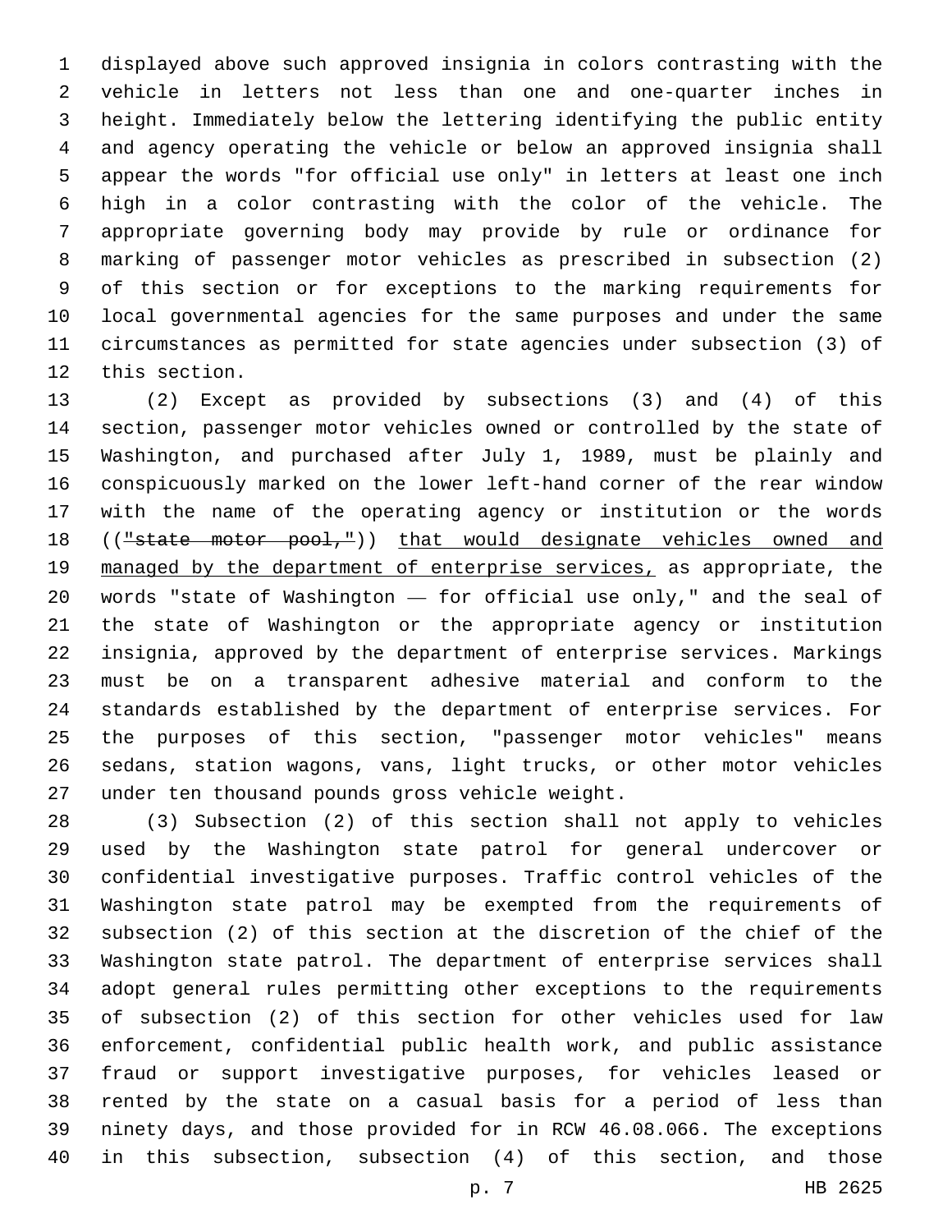displayed above such approved insignia in colors contrasting with the vehicle in letters not less than one and one-quarter inches in height. Immediately below the lettering identifying the public entity and agency operating the vehicle or below an approved insignia shall appear the words "for official use only" in letters at least one inch high in a color contrasting with the color of the vehicle. The appropriate governing body may provide by rule or ordinance for marking of passenger motor vehicles as prescribed in subsection (2) of this section or for exceptions to the marking requirements for local governmental agencies for the same purposes and under the same circumstances as permitted for state agencies under subsection (3) of this section.

(2) Except as provided by subsections (3) and (4) of this section, passenger motor vehicles owned or controlled by the state of Washington, and purchased after July 1, 1989, must be plainly and conspicuously marked on the lower left-hand corner of the rear window with the name of the operating agency or institution or the words ((~~"state motor pool,"~~)) <u>that would designate vehicles owned and managed by the department of enterprise services,</u> as appropriate, the words "state of Washington — for official use only," and the seal of the state of Washington or the appropriate agency or institution insignia, approved by the department of enterprise services. Markings must be on a transparent adhesive material and conform to the standards established by the department of enterprise services. For the purposes of this section, "passenger motor vehicles" means sedans, station wagons, vans, light trucks, or other motor vehicles under ten thousand pounds gross vehicle weight.

(3) Subsection (2) of this section shall not apply to vehicles used by the Washington state patrol for general undercover or confidential investigative purposes. Traffic control vehicles of the Washington state patrol may be exempted from the requirements of subsection (2) of this section at the discretion of the chief of the Washington state patrol. The department of enterprise services shall adopt general rules permitting other exceptions to the requirements of subsection (2) of this section for other vehicles used for law enforcement, confidential public health work, and public assistance fraud or support investigative purposes, for vehicles leased or rented by the state on a casual basis for a period of less than ninety days, and those provided for in RCW 46.08.066. The exceptions in this subsection, subsection (4) of this section, and those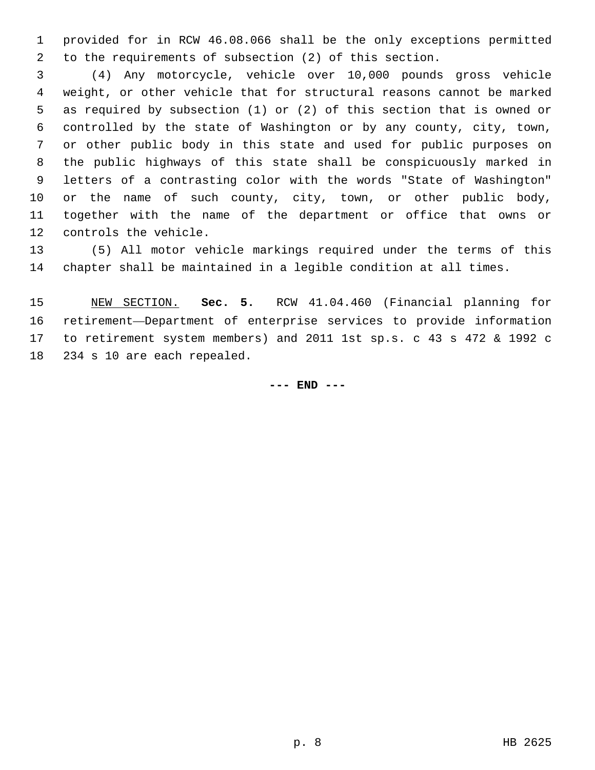provided for in RCW 46.08.066 shall be the only exceptions permitted to the requirements of subsection (2) of this section.

(4) Any motorcycle, vehicle over 10,000 pounds gross vehicle weight, or other vehicle that for structural reasons cannot be marked as required by subsection (1) or (2) of this section that is owned or controlled by the state of Washington or by any county, city, town, or other public body in this state and used for public purposes on the public highways of this state shall be conspicuously marked in letters of a contrasting color with the words "State of Washington" or the name of such county, city, town, or other public body, together with the name of the department or office that owns or controls the vehicle.

(5) All motor vehicle markings required under the terms of this chapter shall be maintained in a legible condition at all times.

NEW SECTION. **Sec. 5.** RCW 41.04.460 (Financial planning for retirement—Department of enterprise services to provide information to retirement system members) and 2011 1st sp.s. c 43 s 472 & 1992 c 234 s 10 are each repealed.

**--- END ---**